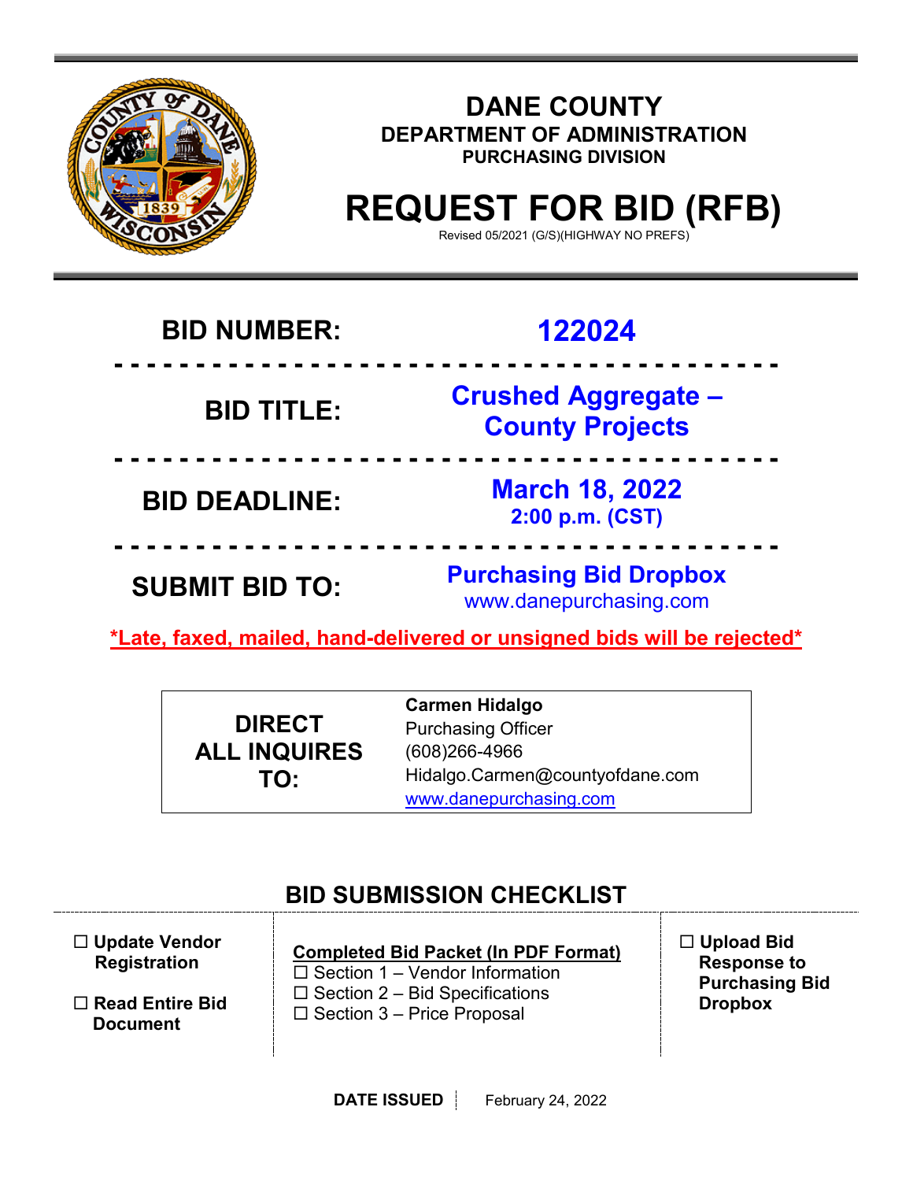# DANE COUNTY

## DEPARTMENT OF ADMINISTRATION

### PURCHASING DIVISION

# REQUEST FOR BID (RFB)

Revised 05/2021 (G/S)(HIGHWAY NO PREFS)

| | |
|---|---|
| **BID NUMBER:** | **122024** |
| **BID TITLE:** | **Crushed Aggregate – County Projects** |
| **BID DEADLINE:** | **March 18, 2022** **2:00 p.m. (CST)** |
| **SUBMIT BID TO:** | **Purchasing Bid Dropbox** www.danepurchasing.com |

***Late, faxed, mailed, hand-delivered or unsigned bids will be rejected***

| | |
|---|---|
| **DIRECT ALL INQUIRES TO:** | **Carmen Hidalgo** Purchasing Officer (608)266-4966 Hidalgo.Carmen@countyofdane.com www.danepurchasing.com |

## BID SUBMISSION CHECKLIST

- ☐ **Update Vendor Registration**
- ☐ **Read Entire Bid Document**

**Completed Bid Packet (In PDF Format)**

- ☐ Section 1 – Vendor Information
- ☐ Section 2 – Bid Specifications
- ☐ Section 3 – Price Proposal

- ☐ **Upload Bid Response to Purchasing Bid Dropbox**

**DATE ISSUED** | February 24, 2022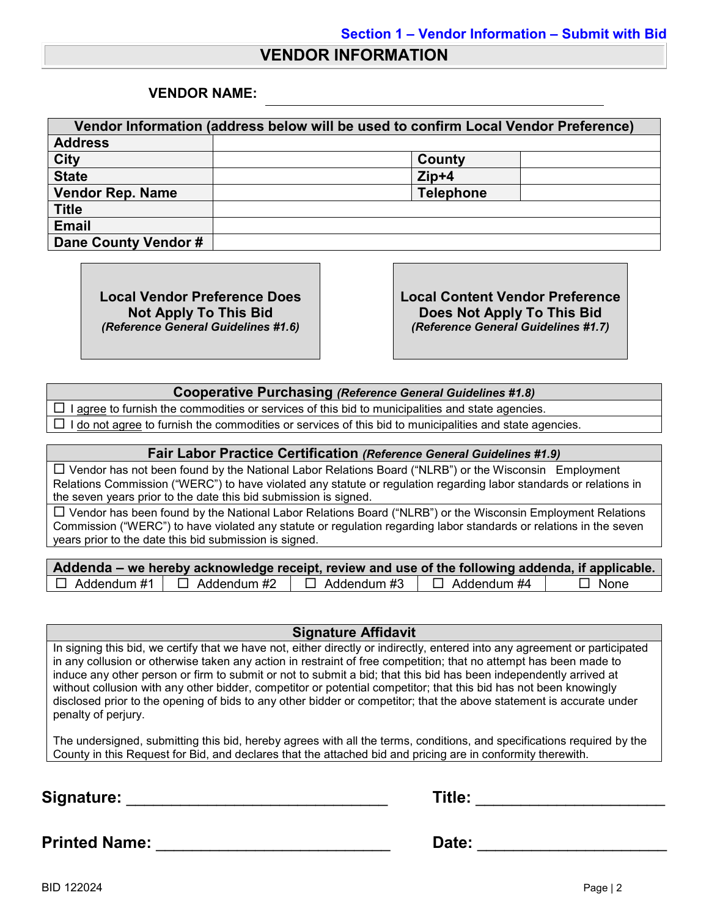Section 1 – Vendor Information – Submit with Bid

# VENDOR INFORMATION

**VENDOR NAME:** ______________________________

| Vendor Information (address below will be used to confirm Local Vendor Preference) | | | |
|---|---|---|---|
| **Address** | | | |
| **City** | | **County** | |
| **State** | | **Zip+4** | |
| **Vendor Rep. Name** | | **Telephone** | |
| **Title** | | | |
| **Email** | | | |
| **Dane County Vendor #** | | | |

**Local Vendor Preference Does Not Apply To This Bid**
***(Reference General Guidelines #1.6)***

**Local Content Vendor Preference Does Not Apply To This Bid**
***(Reference General Guidelines #1.7)***

| **Cooperative Purchasing** ***(Reference General Guidelines #1.8)*** |
|---|
| ☐ I agree to furnish the commodities or services of this bid to municipalities and state agencies. |
| ☐ I do not agree to furnish the commodities or services of this bid to municipalities and state agencies. |

| **Fair Labor Practice Certification** ***(Reference General Guidelines #1.9)*** |
|---|
| ☐ Vendor has not been found by the National Labor Relations Board ("NLRB") or the Wisconsin Employment Relations Commission ("WERC") to have violated any statute or regulation regarding labor standards or relations in the seven years prior to the date this bid submission is signed. |
| ☐ Vendor has been found by the National Labor Relations Board ("NLRB") or the Wisconsin Employment Relations Commission ("WERC") to have violated any statute or regulation regarding labor standards or relations in the seven years prior to the date this bid submission is signed. |

| **Addenda – we hereby acknowledge receipt, review and use of the following addenda, if applicable.** | | | | |
|---|---|---|---|---|
| ☐ Addendum #1 | ☐ Addendum #2 | ☐ Addendum #3 | ☐ Addendum #4 | ☐ None |

| **Signature Affidavit** |
|---|
| In signing this bid, we certify that we have not, either directly or indirectly, entered into any agreement or participated in any collusion or otherwise taken any action in restraint of free competition; that no attempt has been made to induce any other person or firm to submit or not to submit a bid; that this bid has been independently arrived at without collusion with any other bidder, competitor or potential competitor; that this bid has not been knowingly disclosed prior to the opening of bids to any other bidder or competitor; that the above statement is accurate under penalty of perjury.<br><br>The undersigned, submitting this bid, hereby agrees with all the terms, conditions, and specifications required by the County in this Request for Bid, and declares that the attached bid and pricing are in conformity therewith. |

**Signature:** ______________________________ **Title:** ______________________

**Printed Name:** ___________________________ **Date:** ______________________

BID 122024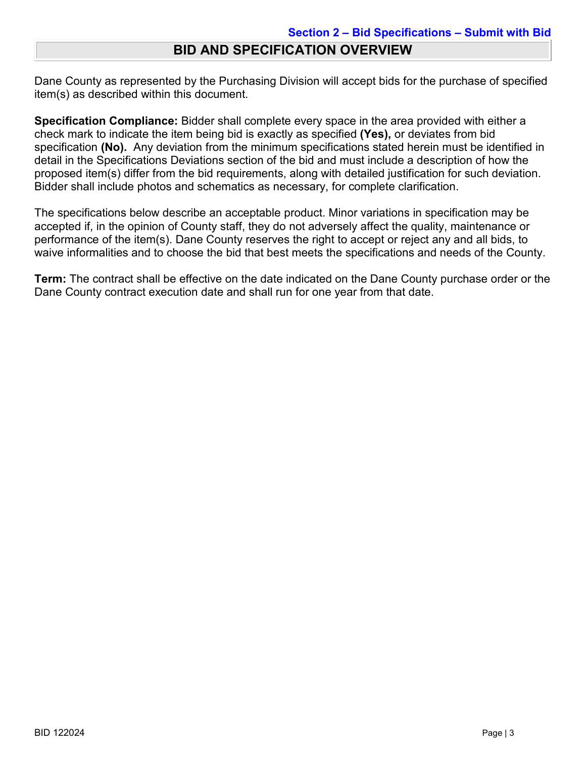**Section 2 – Bid Specifications – Submit with Bid**

# BID AND SPECIFICATION OVERVIEW

Dane County as represented by the Purchasing Division will accept bids for the purchase of specified item(s) as described within this document.

**Specification Compliance:** Bidder shall complete every space in the area provided with either a check mark to indicate the item being bid is exactly as specified **(Yes),** or deviates from bid specification **(No).** Any deviation from the minimum specifications stated herein must be identified in detail in the Specifications Deviations section of the bid and must include a description of how the proposed item(s) differ from the bid requirements, along with detailed justification for such deviation. Bidder shall include photos and schematics as necessary, for complete clarification.

The specifications below describe an acceptable product. Minor variations in specification may be accepted if, in the opinion of County staff, they do not adversely affect the quality, maintenance or performance of the item(s). Dane County reserves the right to accept or reject any and all bids, to waive informalities and to choose the bid that best meets the specifications and needs of the County.

**Term:** The contract shall be effective on the date indicated on the Dane County purchase order or the Dane County contract execution date and shall run for one year from that date.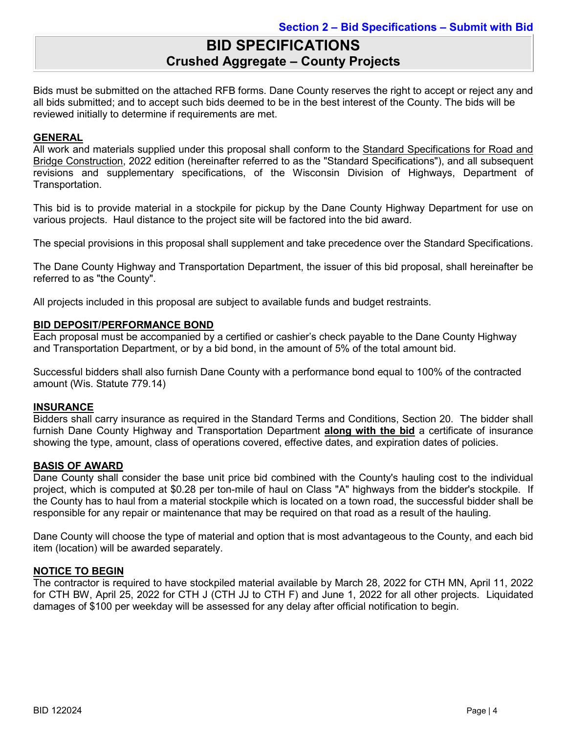Section 2 – Bid Specifications – Submit with Bid

# BID SPECIFICATIONS
## Crushed Aggregate – County Projects

Bids must be submitted on the attached RFB forms. Dane County reserves the right to accept or reject any and all bids submitted; and to accept such bids deemed to be in the best interest of the County. The bids will be reviewed initially to determine if requirements are met.

### GENERAL

All work and materials supplied under this proposal shall conform to the Standard Specifications for Road and Bridge Construction, 2022 edition (hereinafter referred to as the "Standard Specifications"), and all subsequent revisions and supplementary specifications, of the Wisconsin Division of Highways, Department of Transportation.

This bid is to provide material in a stockpile for pickup by the Dane County Highway Department for use on various projects. Haul distance to the project site will be factored into the bid award.

The special provisions in this proposal shall supplement and take precedence over the Standard Specifications.

The Dane County Highway and Transportation Department, the issuer of this bid proposal, shall hereinafter be referred to as "the County".

All projects included in this proposal are subject to available funds and budget restraints.

### BID DEPOSIT/PERFORMANCE BOND

Each proposal must be accompanied by a certified or cashier's check payable to the Dane County Highway and Transportation Department, or by a bid bond, in the amount of 5% of the total amount bid.

Successful bidders shall also furnish Dane County with a performance bond equal to 100% of the contracted amount (Wis. Statute 779.14)

### INSURANCE

Bidders shall carry insurance as required in the Standard Terms and Conditions, Section 20. The bidder shall furnish Dane County Highway and Transportation Department **along with the bid** a certificate of insurance showing the type, amount, class of operations covered, effective dates, and expiration dates of policies.

### BASIS OF AWARD

Dane County shall consider the base unit price bid combined with the County's hauling cost to the individual project, which is computed at $0.28 per ton-mile of haul on Class "A" highways from the bidder's stockpile. If the County has to haul from a material stockpile which is located on a town road, the successful bidder shall be responsible for any repair or maintenance that may be required on that road as a result of the hauling.

Dane County will choose the type of material and option that is most advantageous to the County, and each bid item (location) will be awarded separately.

### NOTICE TO BEGIN

The contractor is required to have stockpiled material available by March 28, 2022 for CTH MN, April 11, 2022 for CTH BW, April 25, 2022 for CTH J (CTH JJ to CTH F) and June 1, 2022 for all other projects. Liquidated damages of $100 per weekday will be assessed for any delay after official notification to begin.

BID 122024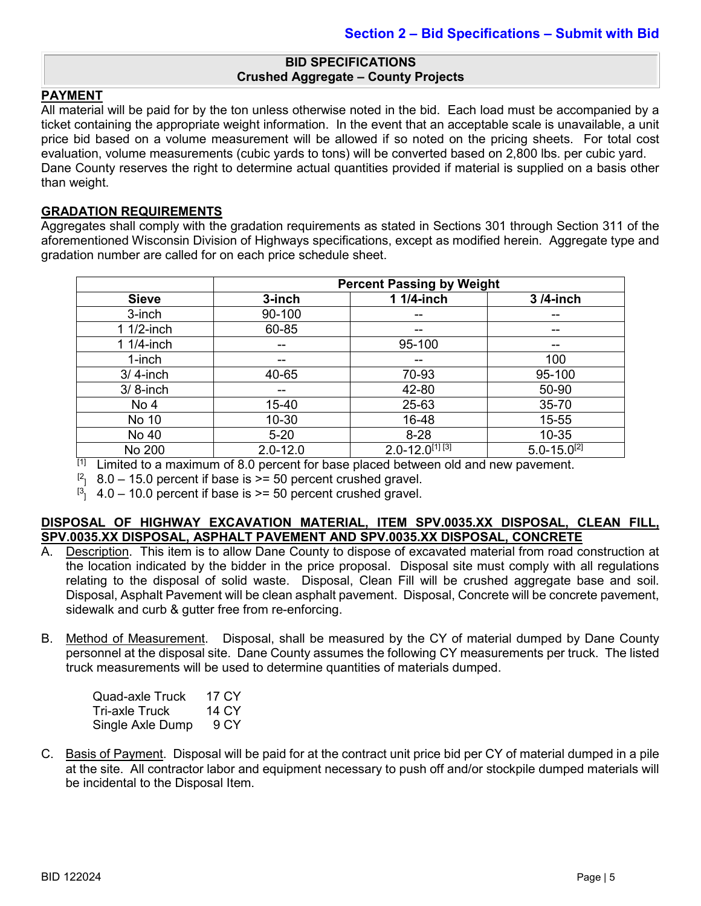## Section 2 – Bid Specifications – Submit with Bid

**BID SPECIFICATIONS**
**Crushed Aggregate – County Projects**

## PAYMENT

All material will be paid for by the ton unless otherwise noted in the bid. Each load must be accompanied by a ticket containing the appropriate weight information. In the event that an acceptable scale is unavailable, a unit price bid based on a volume measurement will be allowed if so noted on the pricing sheets. For total cost evaluation, volume measurements (cubic yards to tons) will be converted based on 2,800 lbs. per cubic yard. Dane County reserves the right to determine actual quantities provided if material is supplied on a basis other than weight.

## GRADATION REQUIREMENTS

Aggregates shall comply with the gradation requirements as stated in Sections 301 through Section 311 of the aforementioned Wisconsin Division of Highways specifications, except as modified herein. Aggregate type and gradation number are called for on each price schedule sheet.

| | Percent Passing by Weight | | |
|---|---|---|---|
| **Sieve** | **3-inch** | **1 1/4-inch** | **3 /4-inch** |
| 3-inch | 90-100 | -- | -- |
| 1 1/2-inch | 60-85 | -- | -- |
| 1 1/4-inch | -- | 95-100 | -- |
| 1-inch | -- | -- | 100 |
| 3/ 4-inch | 40-65 | 70-93 | 95-100 |
| 3/ 8-inch | -- | 42-80 | 50-90 |
| No 4 | 15-40 | 25-63 | 35-70 |
| No 10 | 10-30 | 16-48 | 15-55 |
| No 40 | 5-20 | 8-28 | 10-35 |
| No 200 | 2.0-12.0 | 2.0-12.0[1] [3] | 5.0-15.0[2] |

[1] Limited to a maximum of 8.0 percent for base placed between old and new pavement.
[2] 8.0 – 15.0 percent if base is >= 50 percent crushed gravel.
[3] 4.0 – 10.0 percent if base is >= 50 percent crushed gravel.

## DISPOSAL OF HIGHWAY EXCAVATION MATERIAL, ITEM SPV.0035.XX DISPOSAL, CLEAN FILL, SPV.0035.XX DISPOSAL, ASPHALT PAVEMENT AND SPV.0035.XX DISPOSAL, CONCRETE

A. Description. This item is to allow Dane County to dispose of excavated material from road construction at the location indicated by the bidder in the price proposal. Disposal site must comply with all regulations relating to the disposal of solid waste. Disposal, Clean Fill will be crushed aggregate base and soil. Disposal, Asphalt Pavement will be clean asphalt pavement. Disposal, Concrete will be concrete pavement, sidewalk and curb & gutter free from re-enforcing.

B. Method of Measurement. Disposal, shall be measured by the CY of material dumped by Dane County personnel at the disposal site. Dane County assumes the following CY measurements per truck. The listed truck measurements will be used to determine quantities of materials dumped.

   Quad-axle Truck 17 CY
   Tri-axle Truck 14 CY
   Single Axle Dump 9 CY

C. Basis of Payment. Disposal will be paid for at the contract unit price bid per CY of material dumped in a pile at the site. All contractor labor and equipment necessary to push off and/or stockpile dumped materials will be incidental to the Disposal Item.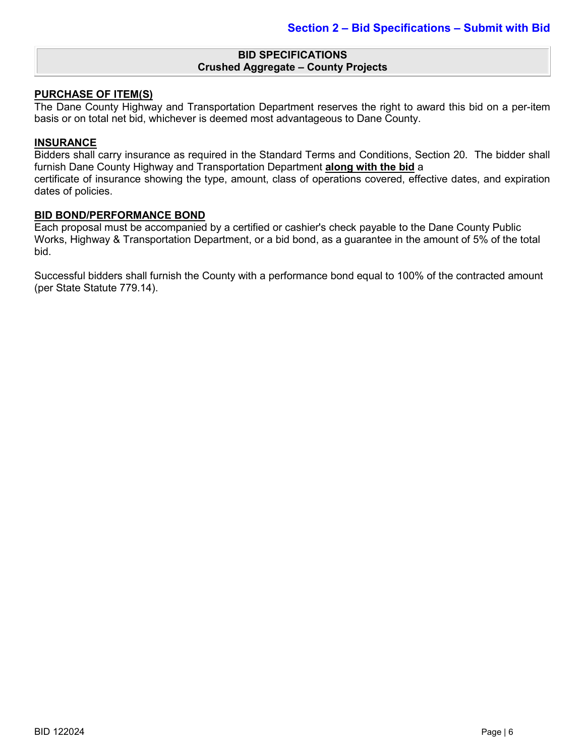## Section 2 – Bid Specifications – Submit with Bid

**BID SPECIFICATIONS**
**Crushed Aggregate – County Projects**

**PURCHASE OF ITEM(S)**

The Dane County Highway and Transportation Department reserves the right to award this bid on a per-item basis or on total net bid, whichever is deemed most advantageous to Dane County.

**INSURANCE**

Bidders shall carry insurance as required in the Standard Terms and Conditions, Section 20. The bidder shall furnish Dane County Highway and Transportation Department **along with the bid** a certificate of insurance showing the type, amount, class of operations covered, effective dates, and expiration dates of policies.

**BID BOND/PERFORMANCE BOND**

Each proposal must be accompanied by a certified or cashier's check payable to the Dane County Public Works, Highway & Transportation Department, or a bid bond, as a guarantee in the amount of 5% of the total bid.

Successful bidders shall furnish the County with a performance bond equal to 100% of the contracted amount (per State Statute 779.14).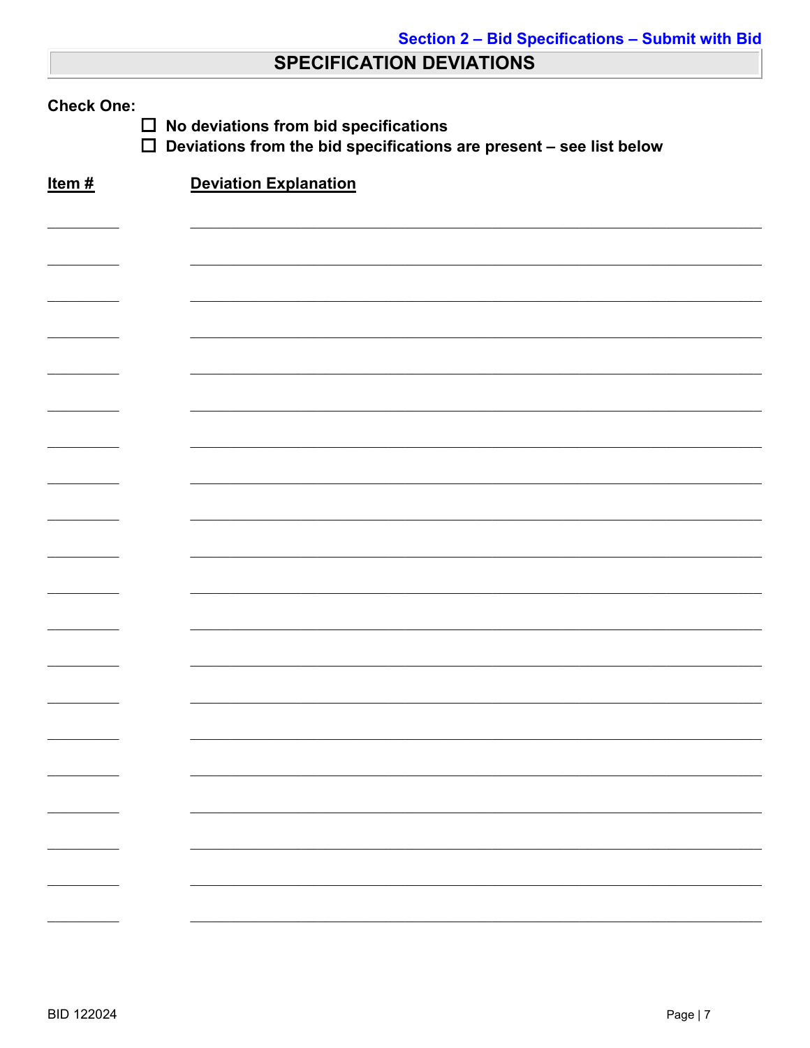Section 2 – Bid Specifications – Submit with Bid

# SPECIFICATION DEVIATIONS

**Check One:**

- ☐ **No deviations from bid specifications**
- ☐ **Deviations from the bid specifications are present – see list below**

| Item # | Deviation Explanation |
| --- | --- |
| | |
| | |
| | |
| | |
| | |
| | |
| | |
| | |
| | |
| | |
| | |
| | |
| | |
| | |
| | |
| | |
| | |
| | |
| | |
| | |